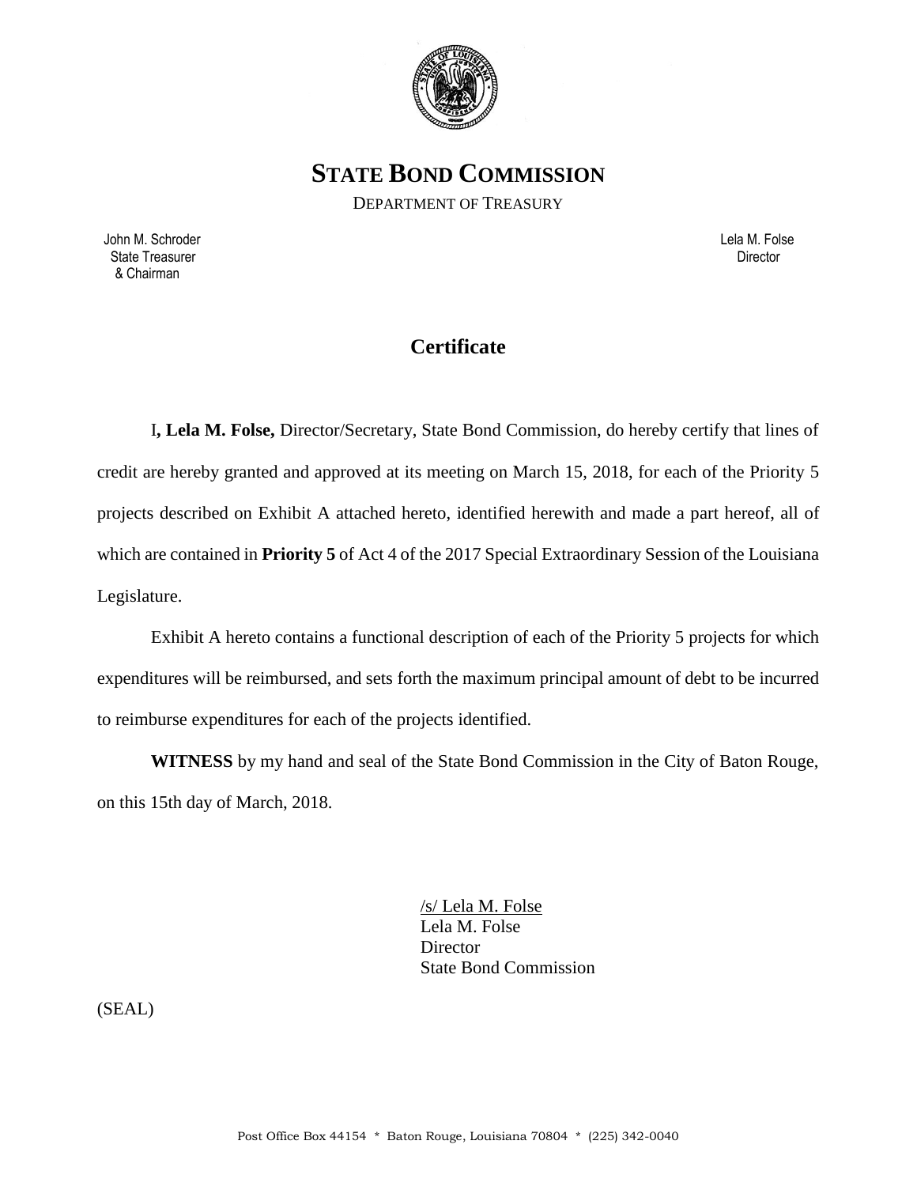# STATE BOND COMMISSION

DEPARTMENT OF TREASURY

John M. Schroder
State Treasurer
& Chairman

Lela M. Folse
Director

## Certificate

I**, Lela M. Folse,** Director/Secretary, State Bond Commission, do hereby certify that lines of credit are hereby granted and approved at its meeting on March 15, 2018, for each of the Priority 5 projects described on Exhibit A attached hereto, identified herewith and made a part hereof, all of which are contained in **Priority 5** of Act 4 of the 2017 Special Extraordinary Session of the Louisiana Legislature.

Exhibit A hereto contains a functional description of each of the Priority 5 projects for which expenditures will be reimbursed, and sets forth the maximum principal amount of debt to be incurred to reimburse expenditures for each of the projects identified.

**WITNESS** by my hand and seal of the State Bond Commission in the City of Baton Rouge, on this 15th day of March, 2018.

/s/ Lela M. Folse
Lela M. Folse
Director
State Bond Commission

(SEAL)

Post Office Box 44154 * Baton Rouge, Louisiana 70804 * (225) 342-0040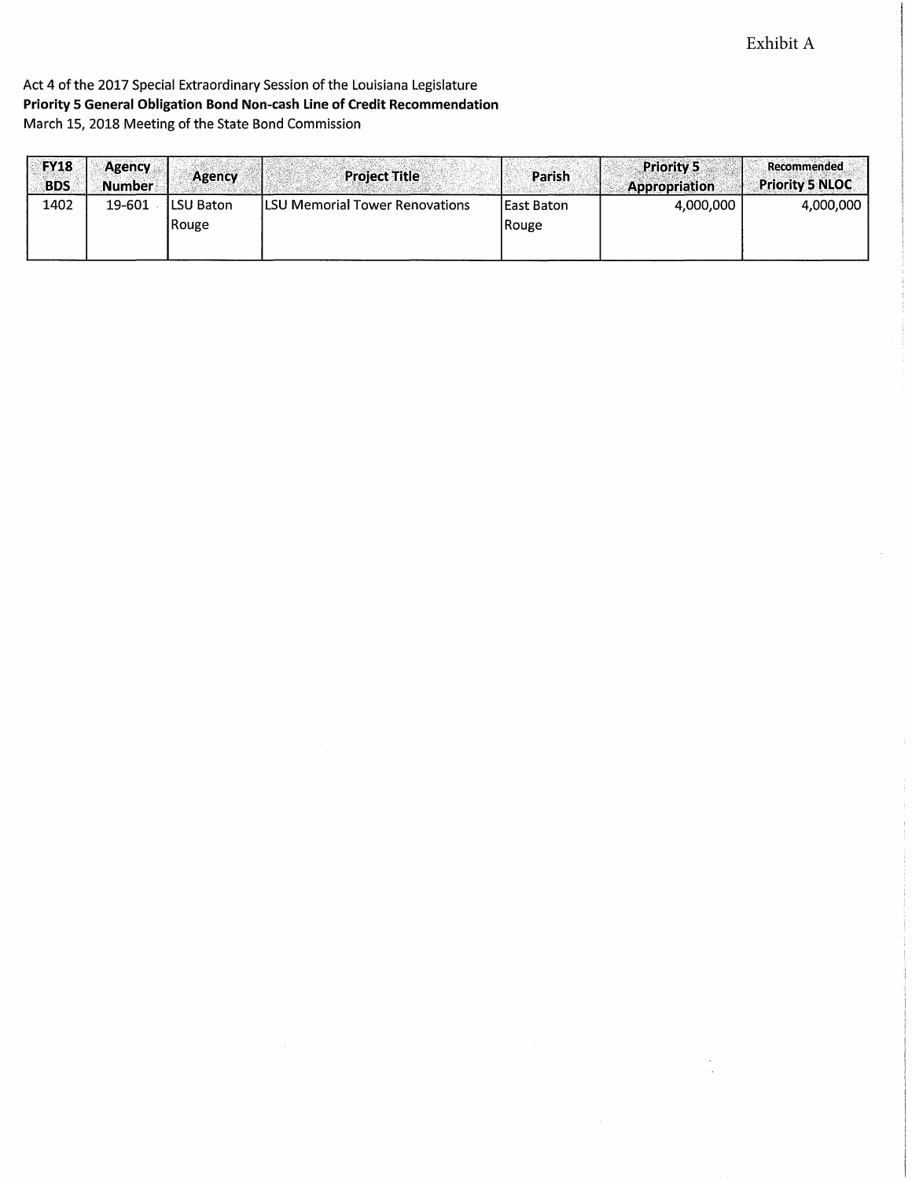Exhibit A

Act 4 of the 2017 Special Extraordinary Session of the Louisiana Legislature
**Priority 5 General Obligation Bond Non-cash Line of Credit Recommendation**
March 15, 2018 Meeting of the State Bond Commission

| FY18 BDS | Agency Number | Agency | Project Title | Parish | Priority 5 Appropriation | Recommended Priority 5 NLOC |
|---|---|---|---|---|---|---|
| 1402 | 19-601 | LSU Baton Rouge | LSU Memorial Tower Renovations | East Baton Rouge | 4,000,000 | 4,000,000 |